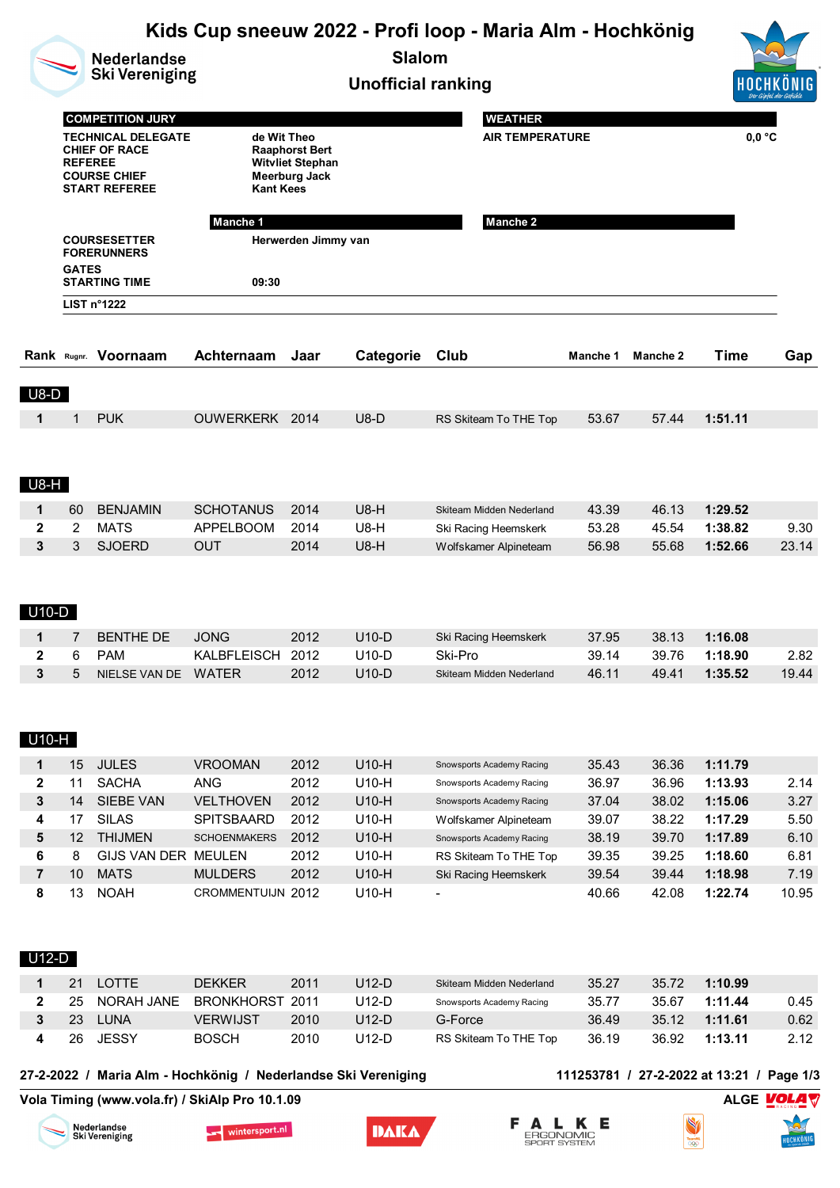# Kids Cup sneeuw 2022 - Profi loop - Maria Alm - Hochkönig

Nederlandse Ski Vereniging

## Slalom

## Unofficial ranking

| COMPETITION JURY | |
|---|---|
| TECHNICAL DELEGATE | de Wit Theo |
| CHIEF OF RACE | Raaphorst Bert |
| REFEREE | Witvliet Stephan |
| COURSE CHIEF | Meerburg Jack |
| START REFEREE | Kant Kees |

| WEATHER | |
|---|---|
| AIR TEMPERATURE | 0,0 °C |

| | Manche 1 | Manche 2 |
|---|---|---|
| COURSESETTER | Herwerden Jimmy van | |
| FORERUNNERS | | |
| GATES | | |
| STARTING TIME | 09:30 | |

LIST n°1222

| Rank | Rugnr. | Voornaam | Achternaam | Jaar | Categorie | Club | Manche 1 | Manche 2 | Time | Gap |
|---|---|---|---|---|---|---|---|---|---|---|
| **U8-D** | | | | | | | | | | |
| 1 | 1 | PUK | OUWERKERK | 2014 | U8-D | RS Skiteam To THE Top | 53.67 | 57.44 | **1:51.11** | |
| **U8-H** | | | | | | | | | | |
| 1 | 60 | BENJAMIN | SCHOTANUS | 2014 | U8-H | Skiteam Midden Nederland | 43.39 | 46.13 | **1:29.52** | |
| 2 | 2 | MATS | APPELBOOM | 2014 | U8-H | Ski Racing Heemskerk | 53.28 | 45.54 | **1:38.82** | 9.30 |
| 3 | 3 | SJOERD | OUT | 2014 | U8-H | Wolfskamer Alpineteam | 56.98 | 55.68 | **1:52.66** | 23.14 |
| **U10-D** | | | | | | | | | | |
| 1 | 7 | BENTHE DE | JONG | 2012 | U10-D | Ski Racing Heemskerk | 37.95 | 38.13 | **1:16.08** | |
| 2 | 6 | PAM | KALBFLEISCH | 2012 | U10-D | Ski-Pro | 39.14 | 39.76 | **1:18.90** | 2.82 |
| 3 | 5 | NIELSE VAN DE | WATER | 2012 | U10-D | Skiteam Midden Nederland | 46.11 | 49.41 | **1:35.52** | 19.44 |
| **U10-H** | | | | | | | | | | |
| 1 | 15 | JULES | VROOMAN | 2012 | U10-H | Snowsports Academy Racing | 35.43 | 36.36 | **1:11.79** | |
| 2 | 11 | SACHA | ANG | 2012 | U10-H | Snowsports Academy Racing | 36.97 | 36.96 | **1:13.93** | 2.14 |
| 3 | 14 | SIEBE VAN | VELTHOVEN | 2012 | U10-H | Snowsports Academy Racing | 37.04 | 38.02 | **1:15.06** | 3.27 |
| 4 | 17 | SILAS | SPITSBAARD | 2012 | U10-H | Wolfskamer Alpineteam | 39.07 | 38.22 | **1:17.29** | 5.50 |
| 5 | 12 | THIJMEN | SCHOENMAKERS | 2012 | U10-H | Snowsports Academy Racing | 38.19 | 39.70 | **1:17.89** | 6.10 |
| 6 | 8 | GIJS VAN DER | MEULEN | 2012 | U10-H | RS Skiteam To THE Top | 39.35 | 39.25 | **1:18.60** | 6.81 |
| 7 | 10 | MATS | MULDERS | 2012 | U10-H | Ski Racing Heemskerk | 39.54 | 39.44 | **1:18.98** | 7.19 |
| 8 | 13 | NOAH | CROMMENTUIJN | 2012 | U10-H | - | 40.66 | 42.08 | **1:22.74** | 10.95 |
| **U12-D** | | | | | | | | | | |
| 1 | 21 | LOTTE | DEKKER | 2011 | U12-D | Skiteam Midden Nederland | 35.27 | 35.72 | **1:10.99** | |
| 2 | 25 | NORAH JANE | BRONKHORST | 2011 | U12-D | Snowsports Academy Racing | 35.77 | 35.67 | **1:11.44** | 0.45 |
| 3 | 23 | LUNA | VERWIJST | 2010 | U12-D | G-Force | 36.49 | 35.12 | **1:11.61** | 0.62 |
| 4 | 26 | JESSY | BOSCH | 2010 | U12-D | RS Skiteam To THE Top | 36.19 | 36.92 | **1:13.11** | 2.12 |

27-2-2022 / Maria Alm - Hochkönig / Nederlandse Ski Vereniging — 111253781 / 27-2-2022 at 13:21

Vola Timing (www.vola.fr) / SkiAlp Pro 10.1.09 — ALGE VOLA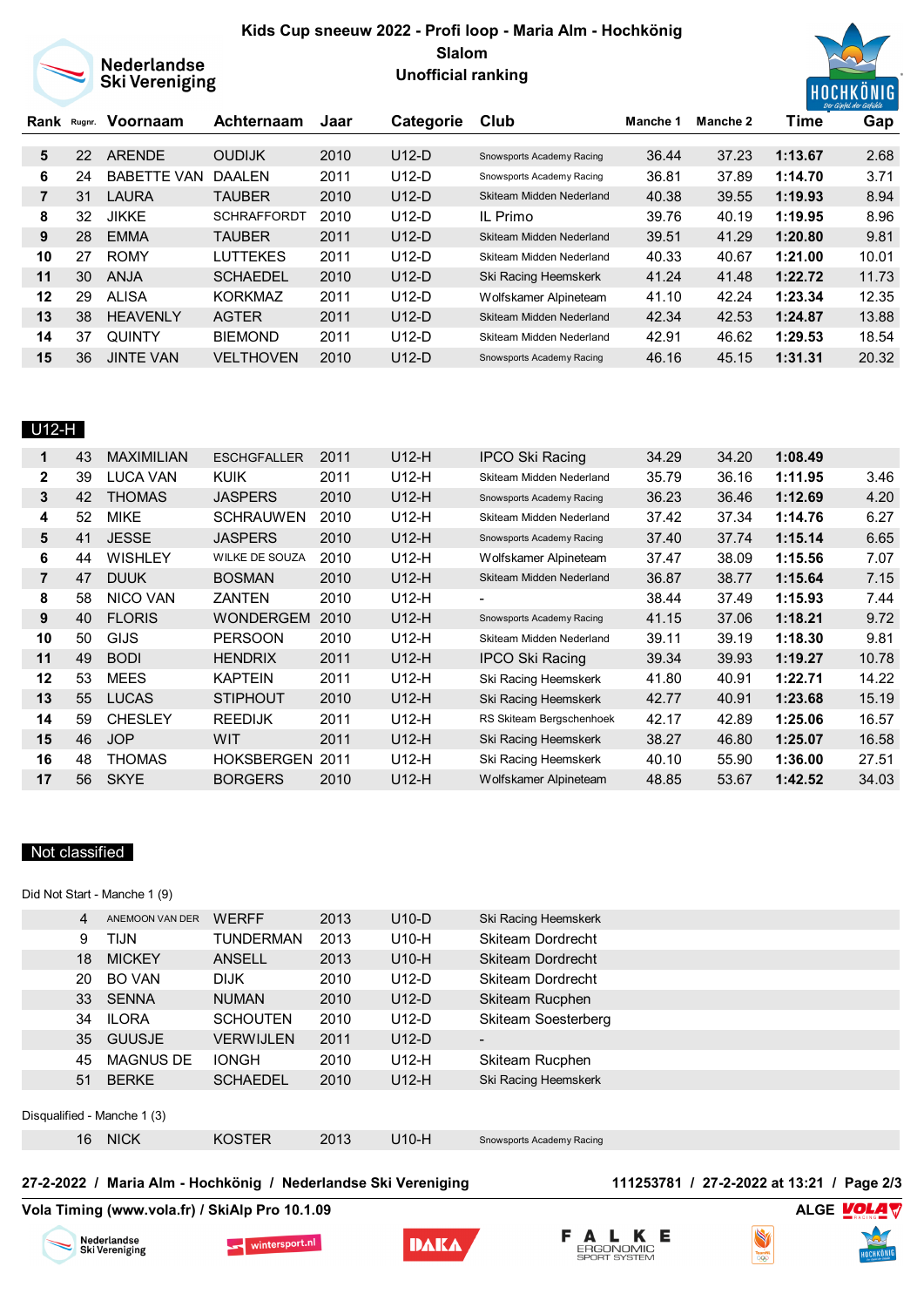# Kids Cup sneeuw 2022 - Profi loop - Maria Alm - Hochkönig

**Slalom**

**Unofficial ranking**

| Rank | Rugnr. | Voornaam | Achternaam | Jaar | Categorie | Club | Manche 1 | Manche 2 | Time | Gap |
|---|---|---|---|---|---|---|---|---|---|---|
| 5 | 22 | ARENDE | OUDIJK | 2010 | U12-D | Snowsports Academy Racing | 36.44 | 37.23 | **1:13.67** | 2.68 |
| 6 | 24 | BABETTE VAN | DAALEN | 2011 | U12-D | Snowsports Academy Racing | 36.81 | 37.89 | **1:14.70** | 3.71 |
| 7 | 31 | LAURA | TAUBER | 2010 | U12-D | Skiteam Midden Nederland | 40.38 | 39.55 | **1:19.93** | 8.94 |
| 8 | 32 | JIKKE | SCHRAFFORDT | 2010 | U12-D | IL Primo | 39.76 | 40.19 | **1:19.95** | 8.96 |
| 9 | 28 | EMMA | TAUBER | 2011 | U12-D | Skiteam Midden Nederland | 39.51 | 41.29 | **1:20.80** | 9.81 |
| 10 | 27 | ROMY | LUTTEKES | 2011 | U12-D | Skiteam Midden Nederland | 40.33 | 40.67 | **1:21.00** | 10.01 |
| 11 | 30 | ANJA | SCHAEDEL | 2010 | U12-D | Ski Racing Heemskerk | 41.24 | 41.48 | **1:22.72** | 11.73 |
| 12 | 29 | ALISA | KORKMAZ | 2011 | U12-D | Wolfskamer Alpineteam | 41.10 | 42.24 | **1:23.34** | 12.35 |
| 13 | 38 | HEAVENLY | AGTER | 2011 | U12-D | Skiteam Midden Nederland | 42.34 | 42.53 | **1:24.87** | 13.88 |
| 14 | 37 | QUINTY | BIEMOND | 2011 | U12-D | Skiteam Midden Nederland | 42.91 | 46.62 | **1:29.53** | 18.54 |
| 15 | 36 | JINTE VAN | VELTHOVEN | 2010 | U12-D | Snowsports Academy Racing | 46.16 | 45.15 | **1:31.31** | 20.32 |

## U12-H

| Rank | Rugnr. | Voornaam | Achternaam | Jaar | Categorie | Club | Manche 1 | Manche 2 | Time | Gap |
|---|---|---|---|---|---|---|---|---|---|---|
| 1 | 43 | MAXIMILIAN | ESCHGFALLER | 2011 | U12-H | IPCO Ski Racing | 34.29 | 34.20 | **1:08.49** | |
| 2 | 39 | LUCA VAN | KUIK | 2011 | U12-H | Skiteam Midden Nederland | 35.79 | 36.16 | **1:11.95** | 3.46 |
| 3 | 42 | THOMAS | JASPERS | 2010 | U12-H | Snowsports Academy Racing | 36.23 | 36.46 | **1:12.69** | 4.20 |
| 4 | 52 | MIKE | SCHRAUWEN | 2010 | U12-H | Skiteam Midden Nederland | 37.42 | 37.34 | **1:14.76** | 6.27 |
| 5 | 41 | JESSE | JASPERS | 2010 | U12-H | Snowsports Academy Racing | 37.40 | 37.74 | **1:15.14** | 6.65 |
| 6 | 44 | WISHLEY | WILKE DE SOUZA | 2010 | U12-H | Wolfskamer Alpineteam | 37.47 | 38.09 | **1:15.56** | 7.07 |
| 7 | 47 | DUUK | BOSMAN | 2010 | U12-H | Skiteam Midden Nederland | 36.87 | 38.77 | **1:15.64** | 7.15 |
| 8 | 58 | NICO VAN | ZANTEN | 2010 | U12-H | - | 38.44 | 37.49 | **1:15.93** | 7.44 |
| 9 | 40 | FLORIS | WONDERGEM | 2010 | U12-H | Snowsports Academy Racing | 41.15 | 37.06 | **1:18.21** | 9.72 |
| 10 | 50 | GIJS | PERSOON | 2010 | U12-H | Skiteam Midden Nederland | 39.11 | 39.19 | **1:18.30** | 9.81 |
| 11 | 49 | BODI | HENDRIX | 2011 | U12-H | IPCO Ski Racing | 39.34 | 39.93 | **1:19.27** | 10.78 |
| 12 | 53 | MEES | KAPTEIN | 2011 | U12-H | Ski Racing Heemskerk | 41.80 | 40.91 | **1:22.71** | 14.22 |
| 13 | 55 | LUCAS | STIPHOUT | 2010 | U12-H | Ski Racing Heemskerk | 42.77 | 40.91 | **1:23.68** | 15.19 |
| 14 | 59 | CHESLEY | REEDIJK | 2011 | U12-H | RS Skiteam Bergschenhoek | 42.17 | 42.89 | **1:25.06** | 16.57 |
| 15 | 46 | JOP | WIT | 2011 | U12-H | Ski Racing Heemskerk | 38.27 | 46.80 | **1:25.07** | 16.58 |
| 16 | 48 | THOMAS | HOKSBERGEN | 2011 | U12-H | Ski Racing Heemskerk | 40.10 | 55.90 | **1:36.00** | 27.51 |
| 17 | 56 | SKYE | BORGERS | 2010 | U12-H | Wolfskamer Alpineteam | 48.85 | 53.67 | **1:42.52** | 34.03 |

## Not classified

Did Not Start - Manche 1 (9)

| Rugnr. | Voornaam | Achternaam | Jaar | Categorie | Club |
|---|---|---|---|---|---|
| 4 | ANEMOON VAN DER | WERFF | 2013 | U10-D | Ski Racing Heemskerk |
| 9 | TIJN | TUNDERMAN | 2013 | U10-H | Skiteam Dordrecht |
| 18 | MICKEY | ANSELL | 2013 | U10-H | Skiteam Dordrecht |
| 20 | BO VAN | DIJK | 2010 | U12-D | Skiteam Dordrecht |
| 33 | SENNA | NUMAN | 2010 | U12-D | Skiteam Rucphen |
| 34 | ILORA | SCHOUTEN | 2010 | U12-D | Skiteam Soesterberg |
| 35 | GUUSJE | VERWIJLEN | 2011 | U12-D | - |
| 45 | MAGNUS DE | IONGH | 2010 | U12-H | Skiteam Rucphen |
| 51 | BERKE | SCHAEDEL | 2010 | U12-H | Ski Racing Heemskerk |

Disqualified - Manche 1 (3)

| Rugnr. | Voornaam | Achternaam | Jaar | Categorie | Club |
|---|---|---|---|---|---|
| 16 | NICK | KOSTER | 2013 | U10-H | Snowsports Academy Racing |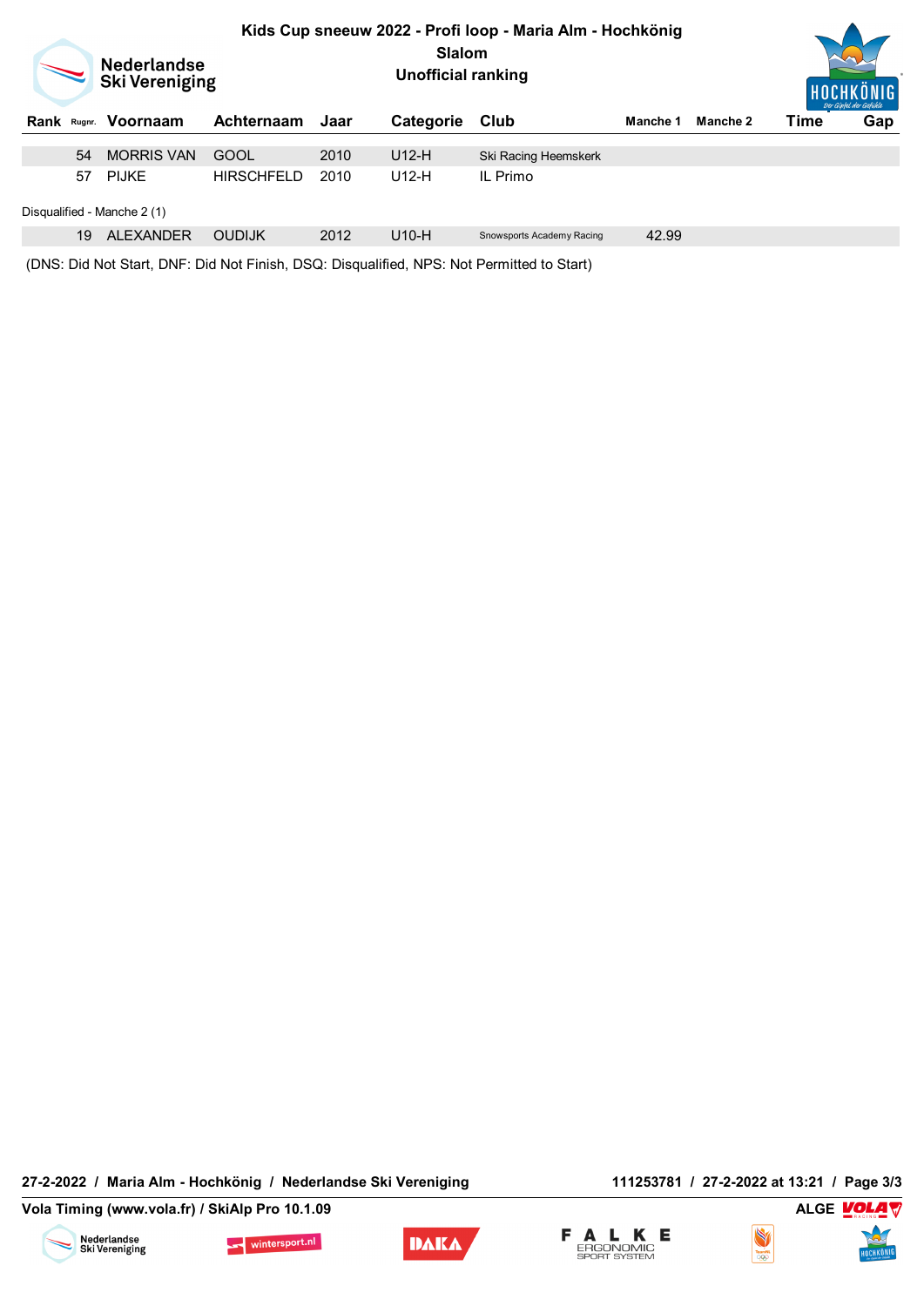# Kids Cup sneeuw 2022 - Profi loop - Maria Alm - Hochkönig

## Slalom

### Unofficial ranking

| Rank | Rugnr. | Voornaam | Achternaam | Jaar | Categorie | Club | Manche 1 | Manche 2 | Time | Gap |
|---|---|---|---|---|---|---|---|---|---|---|
| | 54 | MORRIS VAN | GOOL | 2010 | U12-H | Ski Racing Heemskerk | | | | |
| | 57 | PIJKE | HIRSCHFELD | 2010 | U12-H | IL Primo | | | | |
| **Disqualified - Manche 2 (1)** | | | | | | | | | | |
| | 19 | ALEXANDER | OUDIJK | 2012 | U10-H | Snowsports Academy Racing | 42.99 | | | |

(DNS: Did Not Start, DNF: Did Not Finish, DSQ: Disqualified, NPS: Not Permitted to Start)

27-2-2022 / Maria Alm - Hochkönig / Nederlandse Ski Vereniging

111253781 / 27-2-2022 at 13:21

Vola Timing (www.vola.fr) / SkiAlp Pro 10.1.09

ALGE